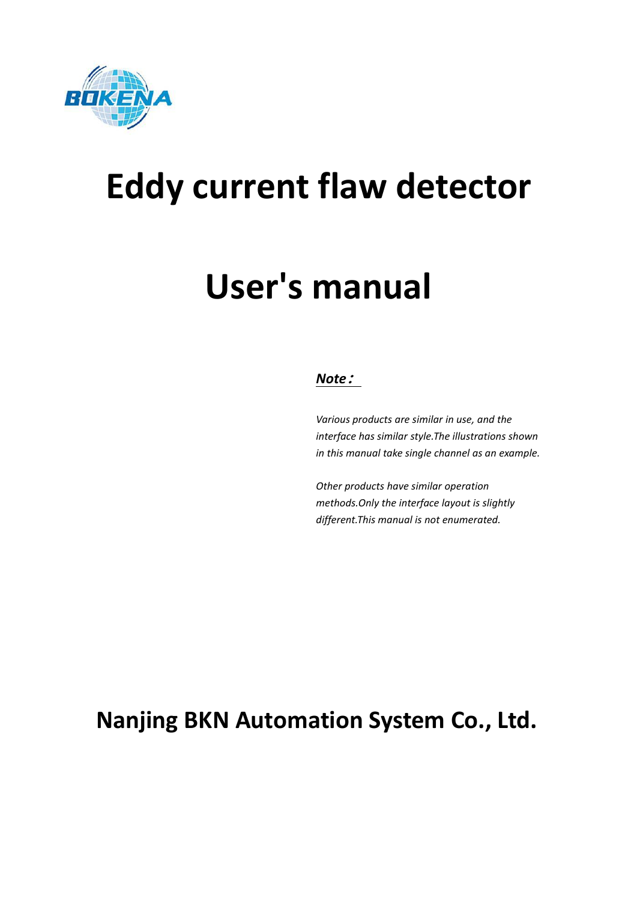BOKENA

# Eddy current flaw detector

# User's manual

***Note：***

*Various products are similar in use, and the interface has similar style.The illustrations shown in this manual take single channel as an example.*

*Other products have similar operation methods.Only the interface layout is slightly different.This manual is not enumerated.*

**Nanjing BKN Automation System Co., Ltd.**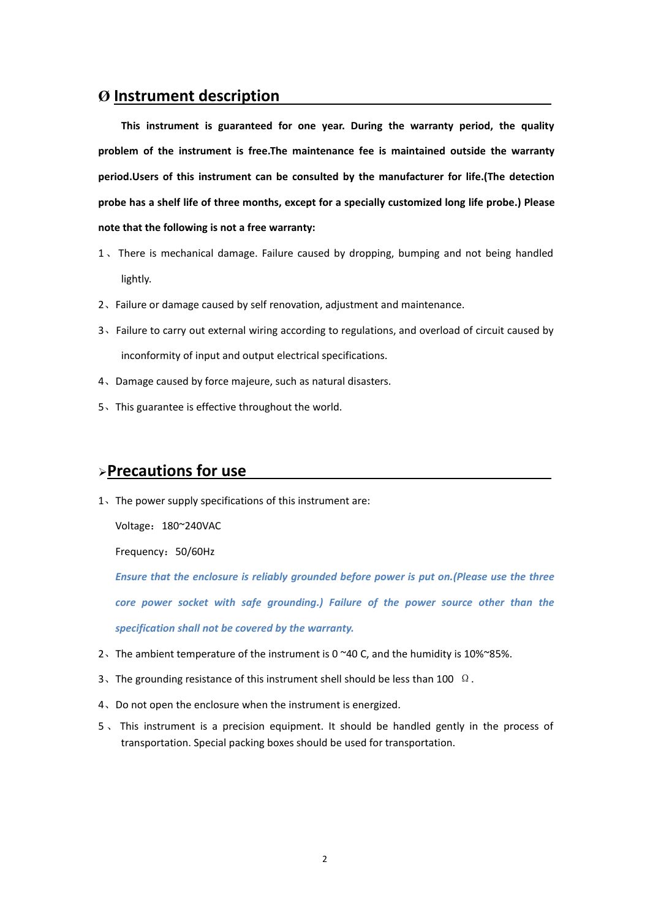## Ø Instrument description

**This instrument is guaranteed for one year. During the warranty period, the quality problem of the instrument is free.The maintenance fee is maintained outside the warranty period.Users of this instrument can be consulted by the manufacturer for life.(The detection probe has a shelf life of three months, except for a specially customized long life probe.) Please note that the following is not a free warranty:**

1、 There is mechanical damage. Failure caused by dropping, bumping and not being handled lightly.

2、Failure or damage caused by self renovation, adjustment and maintenance.

3、Failure to carry out external wiring according to regulations, and overload of circuit caused by inconformity of input and output electrical specifications.

4、Damage caused by force majeure, such as natural disasters.

5、This guarantee is effective throughout the world.

## ➢Precautions for use

1、The power supply specifications of this instrument are:

Voltage：180~240VAC

Frequency：50/60Hz

***Ensure that the enclosure is reliably grounded before power is put on.(Please use the three core power socket with safe grounding.) Failure of the power source other than the specification shall not be covered by the warranty.***

2、The ambient temperature of the instrument is 0 ~40 C, and the humidity is 10%~85%.

3、The grounding resistance of this instrument shell should be less than 100 Ω.

4、Do not open the enclosure when the instrument is energized.

5、 This instrument is a precision equipment. It should be handled gently in the process of transportation. Special packing boxes should be used for transportation.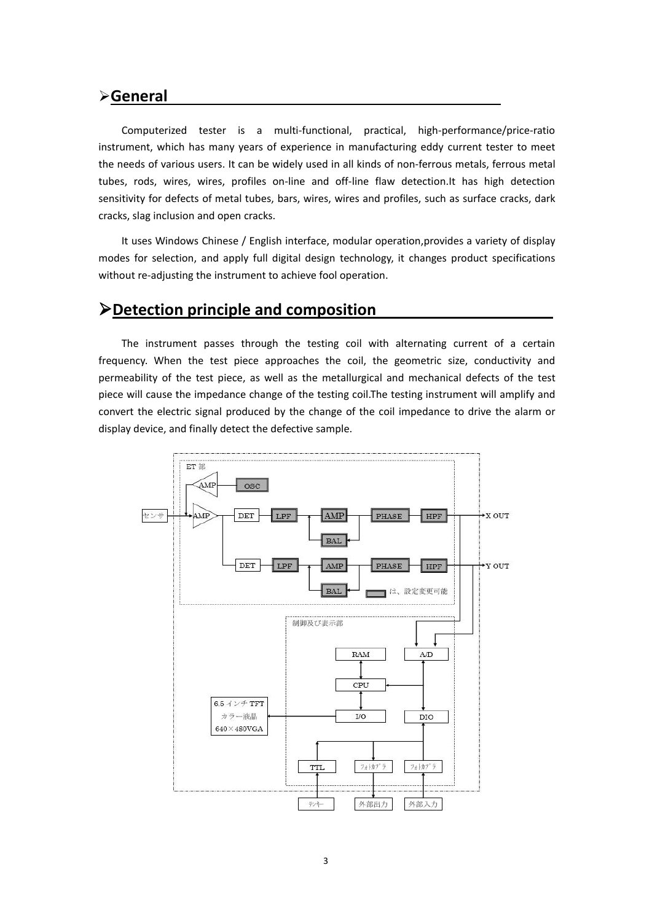## General

Computerized tester is a multi-functional, practical, high-performance/price-ratio instrument, which has many years of experience in manufacturing eddy current tester to meet the needs of various users. It can be widely used in all kinds of non-ferrous metals, ferrous metal tubes, rods, wires, wires, profiles on-line and off-line flaw detection.It has high detection sensitivity for defects of metal tubes, bars, wires, wires and profiles, such as surface cracks, dark cracks, slag inclusion and open cracks.

It uses Windows Chinese / English interface, modular operation,provides a variety of display modes for selection, and apply full digital design technology, it changes product specifications without re-adjusting the instrument to achieve fool operation.

## Detection principle and composition

The instrument passes through the testing coil with alternating current of a certain frequency. When the test piece approaches the coil, the geometric size, conductivity and permeability of the test piece, as well as the metallurgical and mechanical defects of the test piece will cause the impedance change of the testing coil.The testing instrument will amplify and convert the electric signal produced by the change of the coil impedance to drive the alarm or display device, and finally detect the defective sample.

ET 部

AMP　OSC

センサ　AMP　DET　LPF　AMP　PHASE　HPF　X OUT

BAL

DET　LPF　AMP　PHASE　HPF　Y OUT

BAL　は、設定変更可能

制御及び表示部

RAM　A/D

CPU

6.5 インチ TFT カラー液晶 640×480VGA　I/O　DIO

TTL　ﾌｫﾄｶﾌﾟﾗ　ﾌｫﾄｶﾌﾟﾗ

ﾃﾝｷｰ　外部出力　外部入力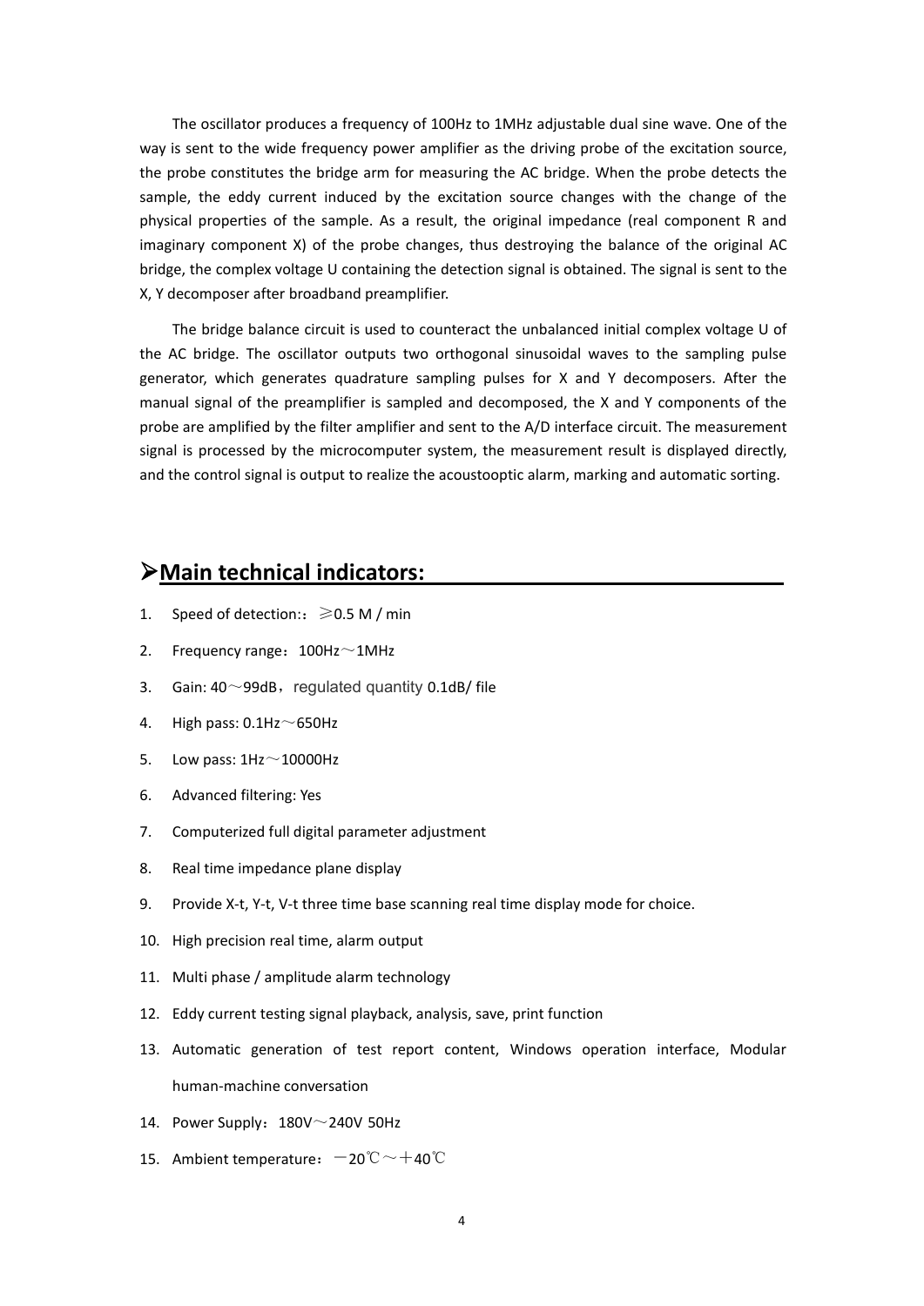The oscillator produces a frequency of 100Hz to 1MHz adjustable dual sine wave. One of the way is sent to the wide frequency power amplifier as the driving probe of the excitation source, the probe constitutes the bridge arm for measuring the AC bridge. When the probe detects the sample, the eddy current induced by the excitation source changes with the change of the physical properties of the sample. As a result, the original impedance (real component R and imaginary component X) of the probe changes, thus destroying the balance of the original AC bridge, the complex voltage U containing the detection signal is obtained. The signal is sent to the X, Y decomposer after broadband preamplifier.

The bridge balance circuit is used to counteract the unbalanced initial complex voltage U of the AC bridge. The oscillator outputs two orthogonal sinusoidal waves to the sampling pulse generator, which generates quadrature sampling pulses for X and Y decomposers. After the manual signal of the preamplifier is sampled and decomposed, the X and Y components of the probe are amplified by the filter amplifier and sent to the A/D interface circuit. The measurement signal is processed by the microcomputer system, the measurement result is displayed directly, and the control signal is output to realize the acoustooptic alarm, marking and automatic sorting.

## ➢Main technical indicators:

1. Speed of detection:：≥0.5 M / min
2. Frequency range：100Hz～1MHz
3. Gain: 40～99dB，regulated quantity 0.1dB/ file
4. High pass: 0.1Hz～650Hz
5. Low pass: 1Hz～10000Hz
6. Advanced filtering: Yes
7. Computerized full digital parameter adjustment
8. Real time impedance plane display
9. Provide X-t, Y-t, V-t three time base scanning real time display mode for choice.
10. High precision real time, alarm output
11. Multi phase / amplitude alarm technology
12. Eddy current testing signal playback, analysis, save, print function
13. Automatic generation of test report content, Windows operation interface, Modular human-machine conversation
14. Power Supply：180V～240V 50Hz
15. Ambient temperature：－20℃～＋40℃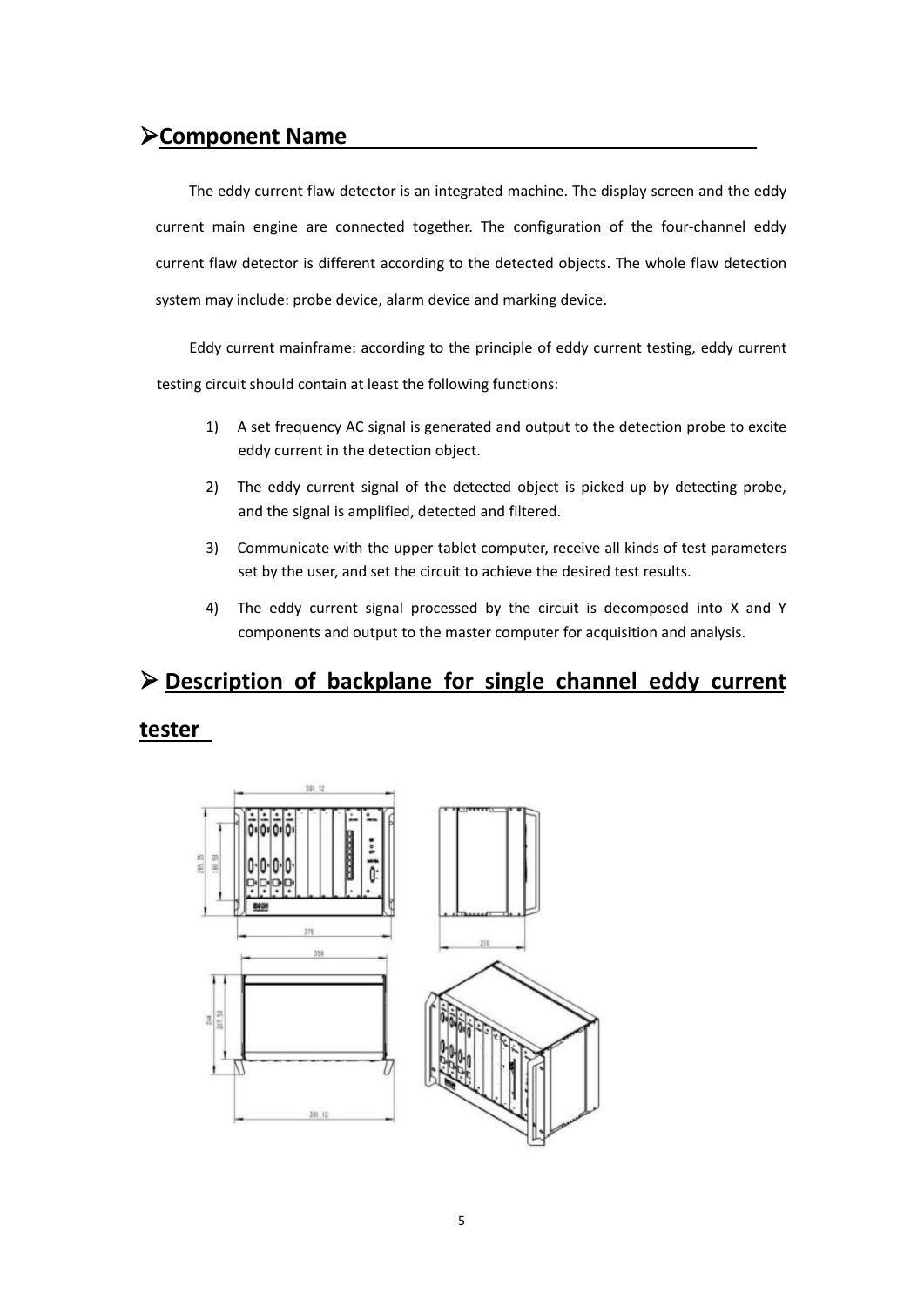## ➢Component Name

The eddy current flaw detector is an integrated machine. The display screen and the eddy current main engine are connected together. The configuration of the four-channel eddy current flaw detector is different according to the detected objects. The whole flaw detection system may include: probe device, alarm device and marking device.

Eddy current mainframe: according to the principle of eddy current testing, eddy current testing circuit should contain at least the following functions:

1) A set frequency AC signal is generated and output to the detection probe to excite eddy current in the detection object.
2) The eddy current signal of the detected object is picked up by detecting probe, and the signal is amplified, detected and filtered.
3) Communicate with the upper tablet computer, receive all kinds of test parameters set by the user, and set the circuit to achieve the desired test results.
4) The eddy current signal processed by the circuit is decomposed into X and Y components and output to the master computer for acquisition and analysis.

## ➢ Description of backplane for single channel eddy current tester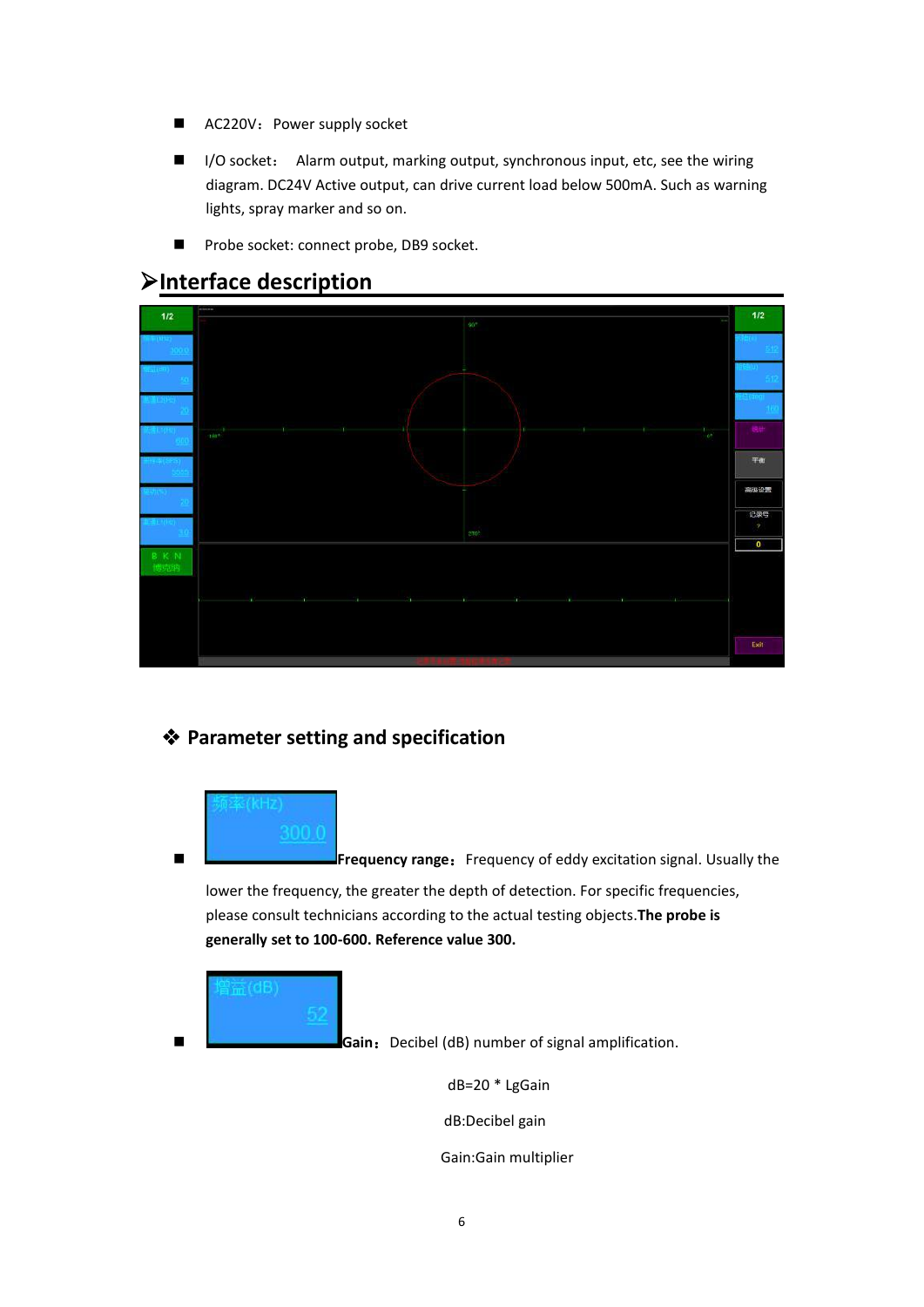- AC220V：Power supply socket
- I/O socket： Alarm output, marking output, synchronous input, etc, see the wiring diagram. DC24V Active output, can drive current load below 500mA. Such as warning lights, spray marker and so on.
- Probe socket: connect probe, DB9 socket.

## ➢Interface description

### ❖ Parameter setting and specification

- 频率(kHz) 300.0 **Frequency range：** Frequency of eddy excitation signal. Usually the lower the frequency, the greater the depth of detection. For specific frequencies, please consult technicians according to the actual testing objects.**The probe is generally set to 100-600. Reference value 300.**

- 增益(dB) 52 **Gain：** Decibel (dB) number of signal amplification.

dB=20 * LgGain

dB:Decibel gain

Gain:Gain multiplier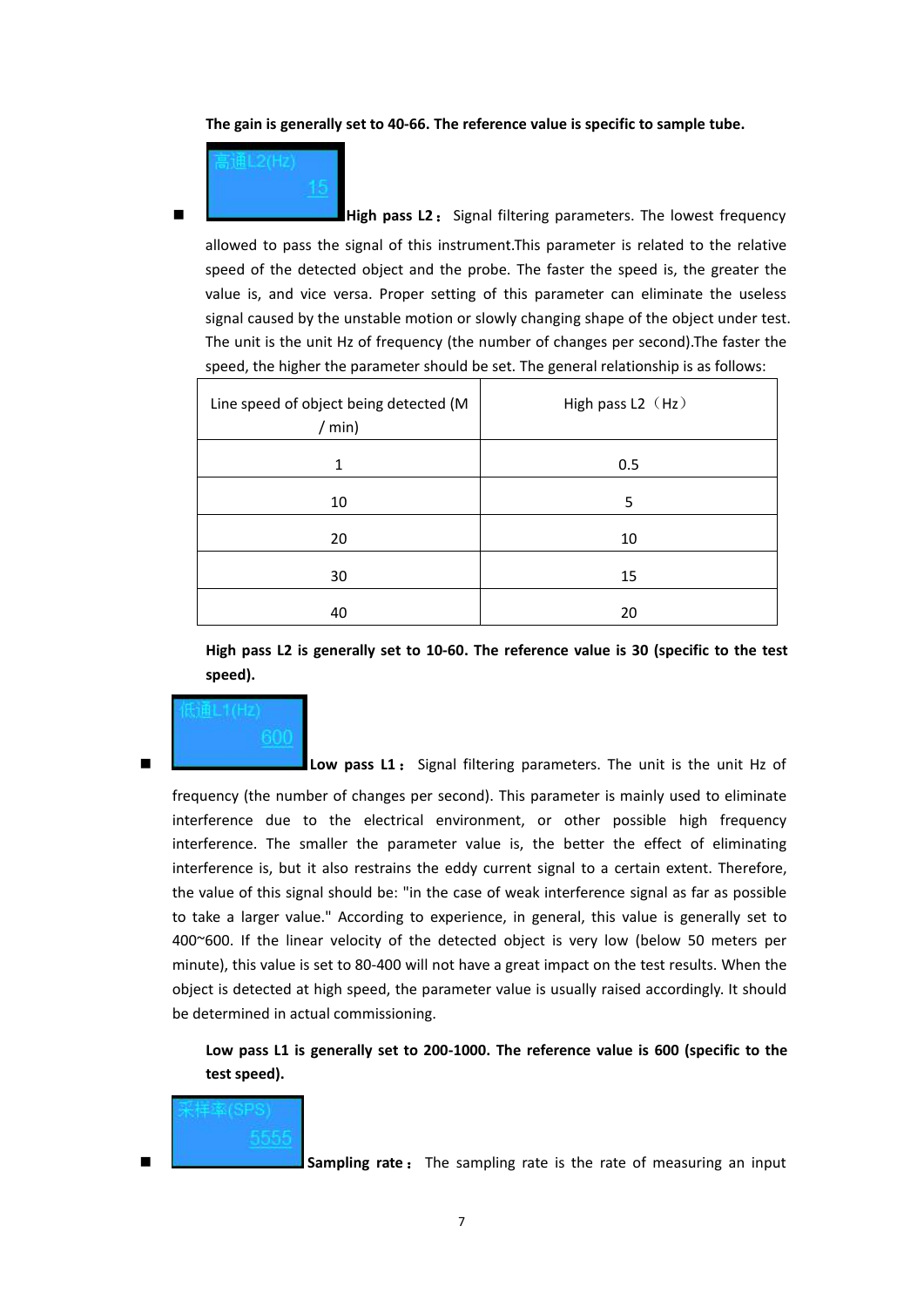**The gain is generally set to 40-66. The reference value is specific to sample tube.**

- 高通L2(Hz) 15 **High pass L2：** Signal filtering parameters. The lowest frequency allowed to pass the signal of this instrument.This parameter is related to the relative speed of the detected object and the probe. The faster the speed is, the greater the value is, and vice versa. Proper setting of this parameter can eliminate the useless signal caused by the unstable motion or slowly changing shape of the object under test. The unit is the unit Hz of frequency (the number of changes per second).The faster the speed, the higher the parameter should be set. The general relationship is as follows:

| Line speed of object being detected (M / min) | High pass L2（Hz） |
|---|---|
| 1 | 0.5 |
| 10 | 5 |
| 20 | 10 |
| 30 | 15 |
| 40 | 20 |

**High pass L2 is generally set to 10-60. The reference value is 30 (specific to the test speed).**

- 低通L1(Hz) 600 **Low pass L1：** Signal filtering parameters. The unit is the unit Hz of frequency (the number of changes per second). This parameter is mainly used to eliminate interference due to the electrical environment, or other possible high frequency interference. The smaller the parameter value is, the better the effect of eliminating interference is, but it also restrains the eddy current signal to a certain extent. Therefore, the value of this signal should be: "in the case of weak interference signal as far as possible to take a larger value." According to experience, in general, this value is generally set to 400~600. If the linear velocity of the detected object is very low (below 50 meters per minute), this value is set to 80-400 will not have a great impact on the test results. When the object is detected at high speed, the parameter value is usually raised accordingly. It should be determined in actual commissioning.

**Low pass L1 is generally set to 200-1000. The reference value is 600 (specific to the test speed).**

- 采样率(SPS) 5555 **Sampling rate：** The sampling rate is the rate of measuring an input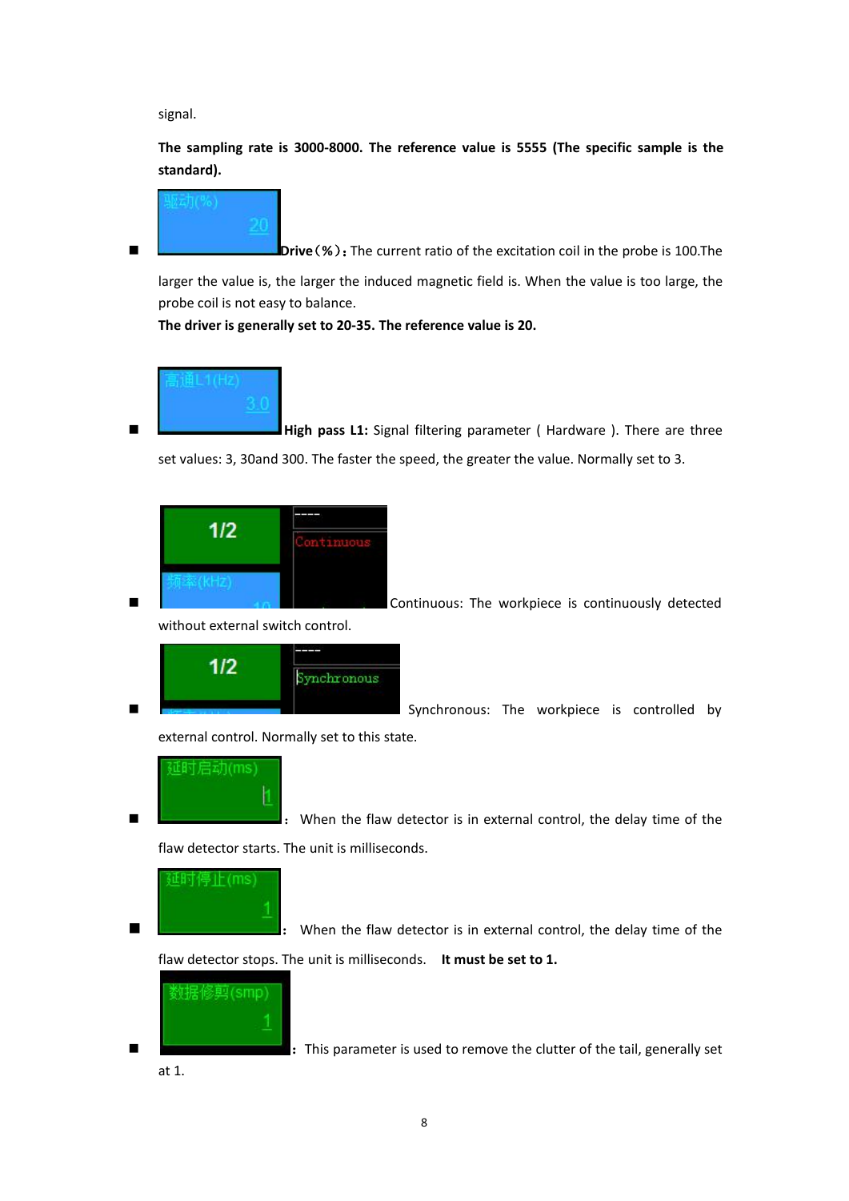signal.

**The sampling rate is 3000-8000. The reference value is 5555 (The specific sample is the standard).**

- **Drive（%）：**The current ratio of the excitation coil in the probe is 100.The larger the value is, the larger the induced magnetic field is. When the value is too large, the probe coil is not easy to balance.
  **The driver is generally set to 20-35. The reference value is 20.**

- **High pass L1:** Signal filtering parameter ( Hardware ). There are three set values: 3, 30and 300. The faster the speed, the greater the value. Normally set to 3.

- Continuous: The workpiece is continuously detected without external switch control.

- Synchronous: The workpiece is controlled by external control. Normally set to this state.

- **：** When the flaw detector is in external control, the delay time of the flaw detector starts. The unit is milliseconds.

- **：** When the flaw detector is in external control, the delay time of the flaw detector stops. The unit is milliseconds. **It must be set to 1.**

- **：** This parameter is used to remove the clutter of the tail, generally set at 1.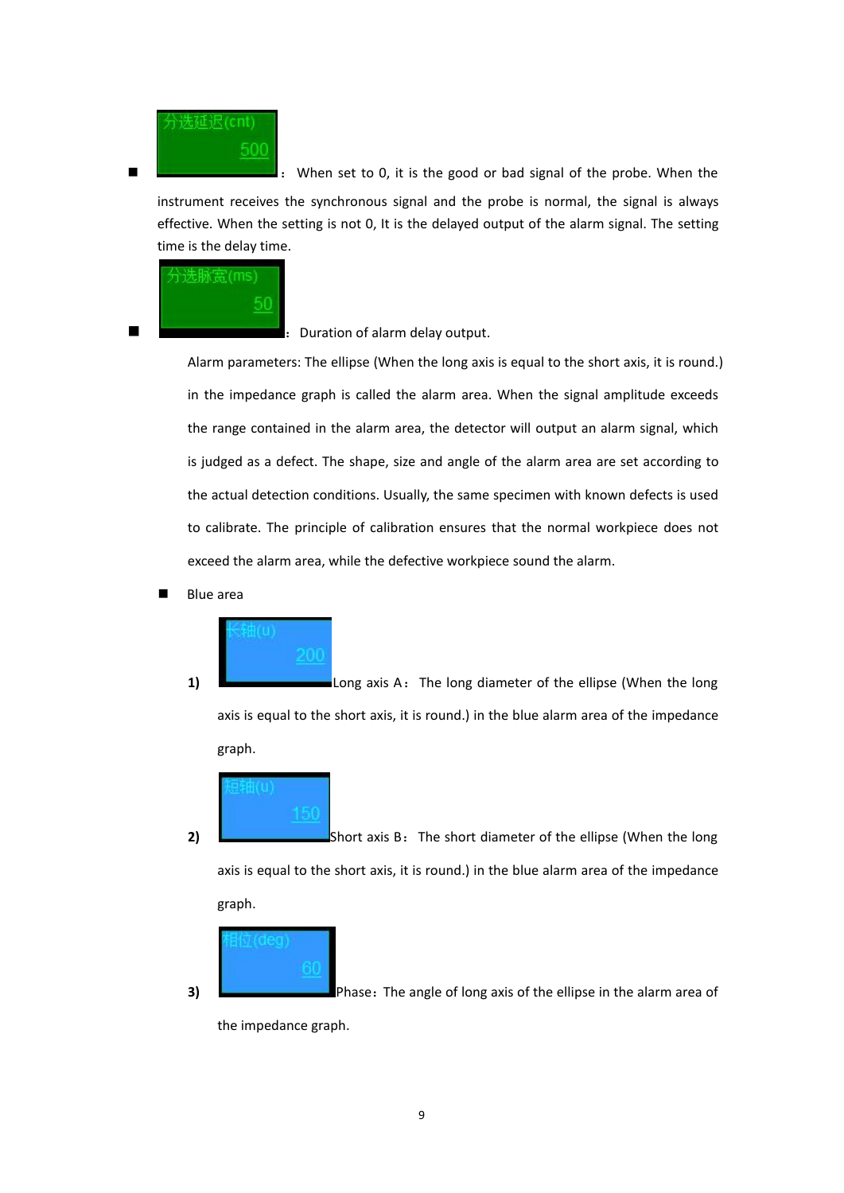- 分选延迟(cnt) 500 ： When set to 0, it is the good or bad signal of the probe. When the instrument receives the synchronous signal and the probe is normal, the signal is always effective. When the setting is not 0, It is the delayed output of the alarm signal. The setting time is the delay time.

- 分选脉宽(ms) 50 ： Duration of alarm delay output.

Alarm parameters: The ellipse (When the long axis is equal to the short axis, it is round.) in the impedance graph is called the alarm area. When the signal amplitude exceeds the range contained in the alarm area, the detector will output an alarm signal, which is judged as a defect. The shape, size and angle of the alarm area are set according to the actual detection conditions. Usually, the same specimen with known defects is used to calibrate. The principle of calibration ensures that the normal workpiece does not exceed the alarm area, while the defective workpiece sound the alarm.

- Blue area

1) 长轴(u) 200 Long axis A： The long diameter of the ellipse (When the long axis is equal to the short axis, it is round.) in the blue alarm area of the impedance graph.

2) 短轴(u) 150 Short axis B： The short diameter of the ellipse (When the long axis is equal to the short axis, it is round.) in the blue alarm area of the impedance graph.

3) 相位(deg) 60 Phase：The angle of long axis of the ellipse in the alarm area of the impedance graph.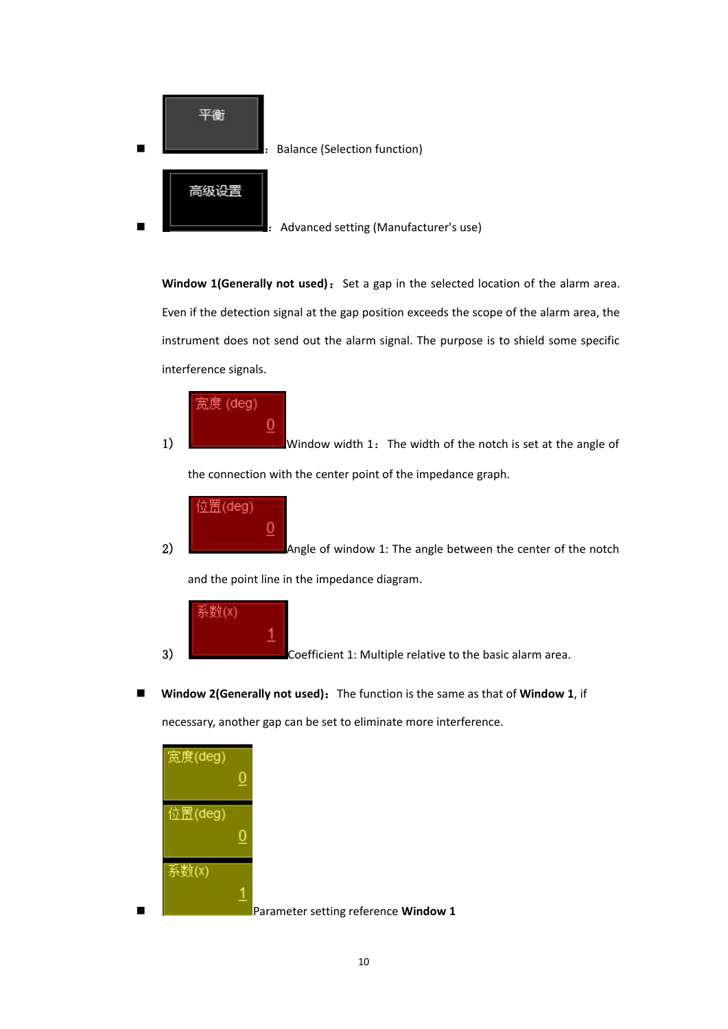- 平衡 ：Balance (Selection function)

- 高级设置 ：Advanced setting (Manufacturer's use)

**Window 1(Generally not used)：** Set a gap in the selected location of the alarm area. Even if the detection signal at the gap position exceeds the scope of the alarm area, the instrument does not send out the alarm signal. The purpose is to shield some specific interference signals.

1) 宽度 (deg) 0 Window width 1： The width of the notch is set at the angle of the connection with the center point of the impedance graph.

2) 位置(deg) 0 Angle of window 1: The angle between the center of the notch and the point line in the impedance diagram.

3) 系数(x) 1 Coefficient 1: Multiple relative to the basic alarm area.

- **Window 2(Generally not used)：** The function is the same as that of **Window 1**, if necessary, another gap can be set to eliminate more interference.

- 宽度(deg) 0 位置(deg) 0 系数(x) 1 Parameter setting reference **Window 1**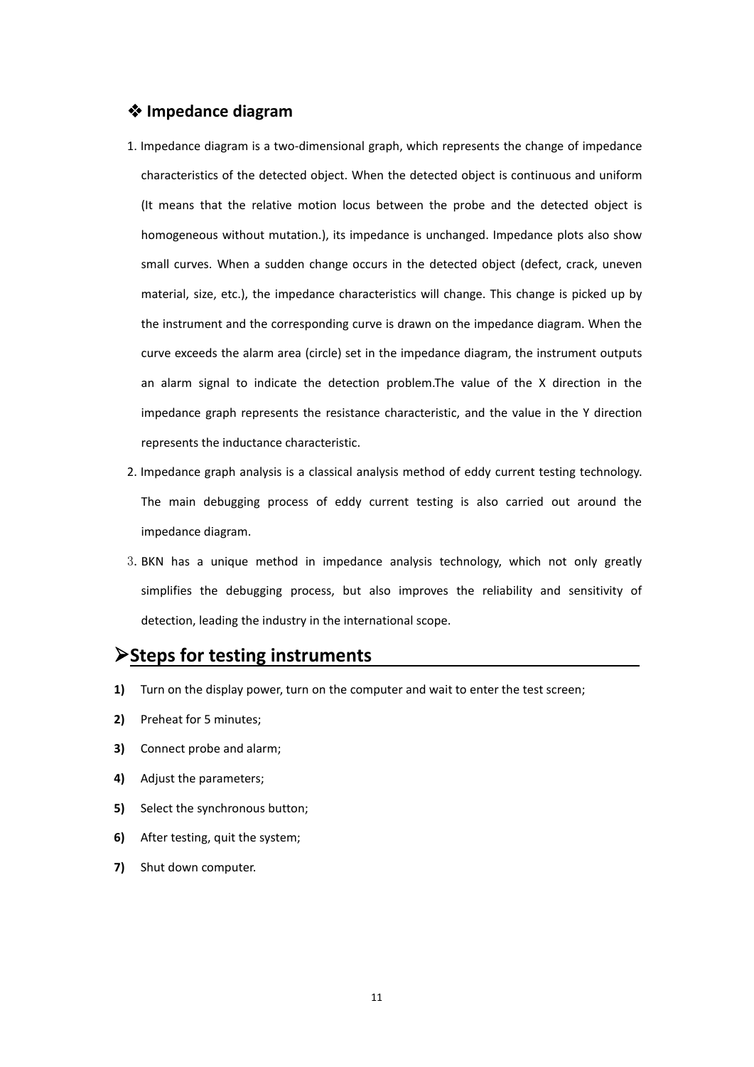## ❖ Impedance diagram

1. Impedance diagram is a two-dimensional graph, which represents the change of impedance characteristics of the detected object. When the detected object is continuous and uniform (It means that the relative motion locus between the probe and the detected object is homogeneous without mutation.), its impedance is unchanged. Impedance plots also show small curves. When a sudden change occurs in the detected object (defect, crack, uneven material, size, etc.), the impedance characteristics will change. This change is picked up by the instrument and the corresponding curve is drawn on the impedance diagram. When the curve exceeds the alarm area (circle) set in the impedance diagram, the instrument outputs an alarm signal to indicate the detection problem.The value of the X direction in the impedance graph represents the resistance characteristic, and the value in the Y direction represents the inductance characteristic.
2. Impedance graph analysis is a classical analysis method of eddy current testing technology. The main debugging process of eddy current testing is also carried out around the impedance diagram.
3. BKN has a unique method in impedance analysis technology, which not only greatly simplifies the debugging process, but also improves the reliability and sensitivity of detection, leading the industry in the international scope.

## ➢Steps for testing instruments

**1)** Turn on the display power, turn on the computer and wait to enter the test screen;

**2)** Preheat for 5 minutes;

**3)** Connect probe and alarm;

**4)** Adjust the parameters;

**5)** Select the synchronous button;

**6)** After testing, quit the system;

**7)** Shut down computer.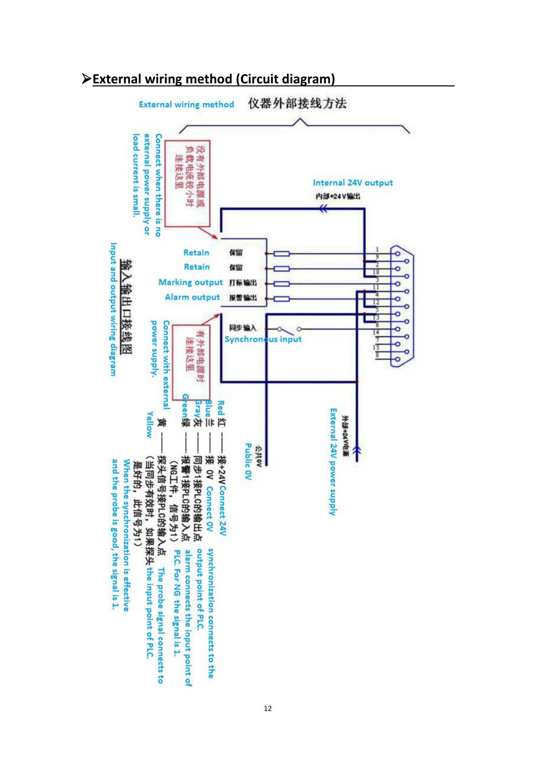## ➢External wiring method (Circuit diagram)

External wiring method 仪器外部接线方法

Internal 24V output
内部+24V输出

没有外部电源或负载电流较小时连接这里
Connect when there is no external power supply or load current is small.

Retain 保留
Retain 保留
Marking output 打标输出
Alarm output 报警输出
同步输入
Synchronous input

有外部电源时连接这里
Connect with external power supply.

1
9
2
10
3
11
4
12
5
13
6
14
7
15
8

外部+24V电源
External 24V power supply

公共0V
Public 0V

输入输出口接线图
Input and output wiring diagram

Red 红 ——接+24V Connect 24V

Blue 兰 ——接 0V Connect 0V

Gray 灰 ——同步1接PLC的输出点 synchronization connects to the output point of PLC.

Green 绿 ——报警1接PLC的输入点（NG工件，信号为1） alarm connects the input point of PLC. For NG the signal is 1.

Yellow 黄 ——探头信号接PLC的输入点（当同步有效时，如果探头是好的，此信号为1） The probe signal connects to the input point of PLC. When the synchronization is effective and the probe is good, the signal is 1.